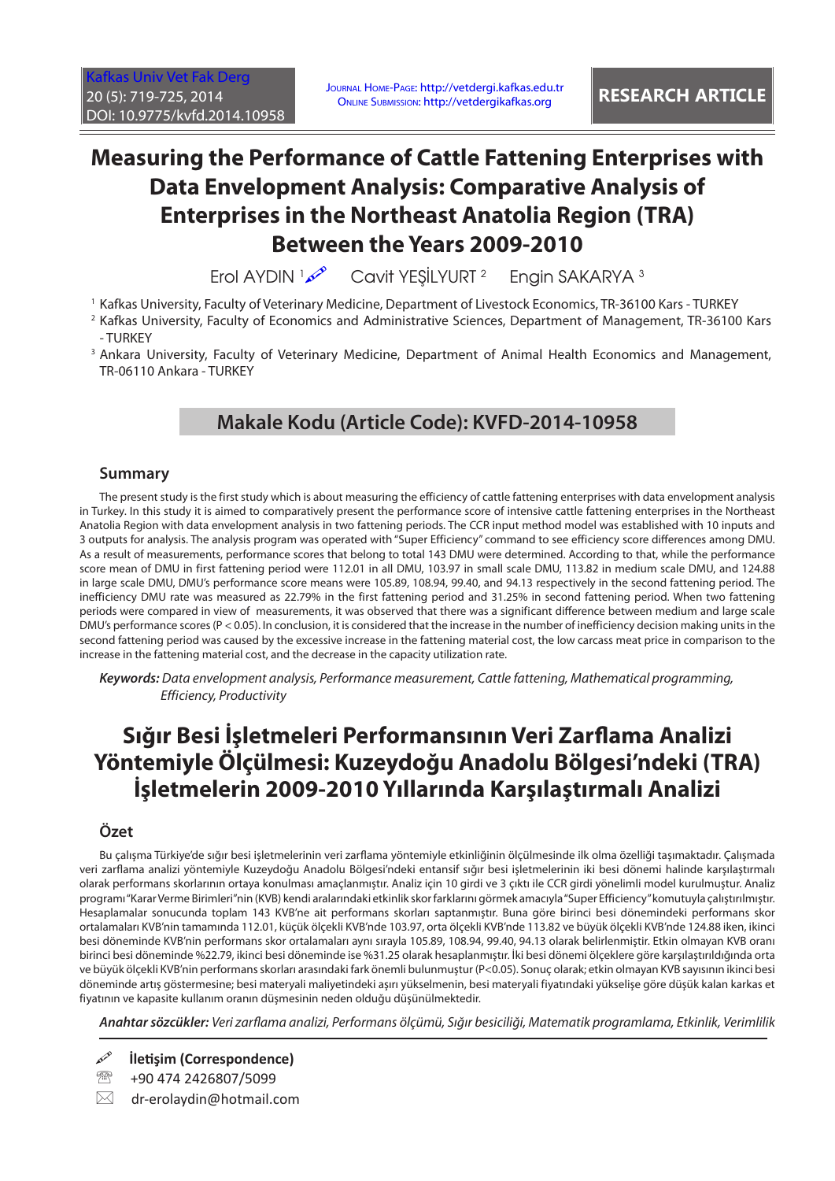RESEARCH ARTICLE

Journal Home-Page: http://vetdergi.kafkas.edu.tr
Online Submission: http://vetdergikafkas.org

# Measuring the Performance of Cattle Fattening Enterprises with Data Envelopment Analysis: Comparative Analysis of Enterprises in the Northeast Anatolia Region (TRA) Between the Years 2009-2010

Erol AYDIN [1] Cavit YEŞİLYURT [2] Engin SAKARYA [3]

[1] Kafkas University, Faculty of Veterinary Medicine, Department of Livestock Economics, TR-36100 Kars - TURKEY

[2] Kafkas University, Faculty of Economics and Administrative Sciences, Department of Management, TR-36100 Kars - TURKEY

[3] Ankara University, Faculty of Veterinary Medicine, Department of Animal Health Economics and Management, TR-06110 Ankara - TURKEY

## Makale Kodu (Article Code): KVFD-2014-10958

## Summary

The present study is the first study which is about measuring the efficiency of cattle fattening enterprises with data envelopment analysis in Turkey. In this study it is aimed to comparatively present the performance score of intensive cattle fattening enterprises in the Northeast Anatolia Region with data envelopment analysis in two fattening periods. The CCR input method model was established with 10 inputs and 3 outputs for analysis. The analysis program was operated with "Super Efficiency" command to see efficiency score differences among DMU. As a result of measurements, performance scores that belong to total 143 DMU were determined. According to that, while the performance score mean of DMU in first fattening period were 112.01 in all DMU, 103.97 in small scale DMU, 113.82 in medium scale DMU, and 124.88 in large scale DMU, DMU's performance score means were 105.89, 108.94, 99.40, and 94.13 respectively in the second fattening period. The inefficiency DMU rate was measured as 22.79% in the first fattening period and 31.25% in second fattening period. When two fattening periods were compared in view of measurements, it was observed that there was a significant difference between medium and large scale DMU's performance scores ($P < 0.05$). In conclusion, it is considered that the increase in the number of inefficiency decision making units in the second fattening period was caused by the excessive increase in the fattening material cost, the low carcass meat price in comparison to the increase in the fattening material cost, and the decrease in the capacity utilization rate.

***Keywords:*** *Data envelopment analysis, Performance measurement, Cattle fattening, Mathematical programming, Efficiency, Productivity*

# Sığır Besi İşletmeleri Performansının Veri Zarflama Analizi Yöntemiyle Ölçülmesi: Kuzeydoğu Anadolu Bölgesi'ndeki (TRA) İşletmelerin 2009-2010 Yıllarında Karşılaştırmalı Analizi

## Özet

Bu çalışma Türkiye'de sığır besi işletmelerinin veri zarflama yöntemiyle etkinliğinin ölçülmesinde ilk olma özelliği taşımaktadır. Çalışmada veri zarflama analizi yöntemiyle Kuzeydoğu Anadolu Bölgesi'ndeki entansif sığır besi işletmelerinin iki besi dönemi halinde karşılaştırmalı olarak performans skorlarının ortaya konulması amaçlanmıştır. Analiz için 10 girdi ve 3 çıktı ile CCR girdi yönelimli model kurulmuştur. Analiz programı "Karar Verme Birimleri"nin (KVB) kendi aralarındaki etkinlik skor farklarını görmek amacıyla "Super Efficiency" komutuyla çalıştırılmıştır. Hesaplamalar sonucunda toplam 143 KVB'ne ait performans skorları saptanmıştır. Buna göre birinci besi dönemindeki performans skor ortalamaları KVB'nin tamamında 112.01, küçük ölçekli KVB'nde 103.97, orta ölçekli KVB'nde 113.82 ve büyük ölçekli KVB'nde 124.88 iken, ikinci besi döneminde KVB'nin performans skor ortalamaları aynı sırayla 105.89, 108.94, 99.40, 94.13 olarak belirlenmiştir. Etkin olmayan KVB oranı birinci besi döneminde %22.79, ikinci besi döneminde ise %31.25 olarak hesaplanmıştır. İki besi dönemi ölçeklere göre karşılaştırıldığında orta ve büyük ölçekli KVB'nin performans skorları arasındaki fark önemli bulunmuştur ($P<0.05$). Sonuç olarak; etkin olmayan KVB sayısının ikinci besi döneminde artış göstermesine; besi materyali maliyetindeki aşırı yükselmenin, besi materyali fiyatındaki yükselişe göre düşük kalan karkas et fiyatının ve kapasite kullanım oranının düşmesinin neden olduğu düşünülmektedir.

***Anahtar sözcükler:*** *Veri zarflama analizi, Performans ölçümü, Sığır besiciliği, Matematik programlama, Etkinlik, Verimlilik*

**İletişim (Correspondence)**

+90 474 2426807/5099

dr-erolaydin@hotmail.com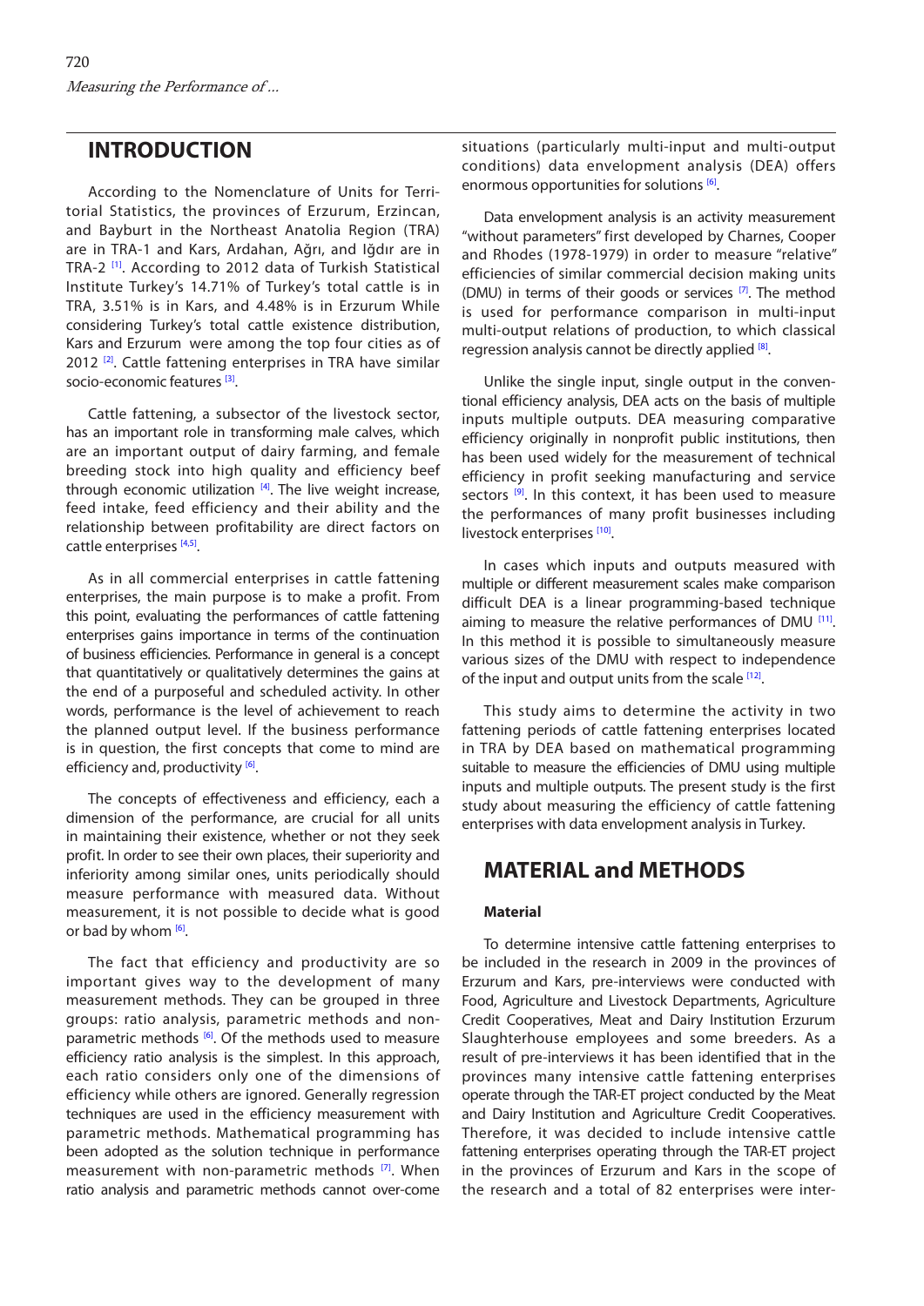## INTRODUCTION

According to the Nomenclature of Units for Territorial Statistics, the provinces of Erzurum, Erzincan, and Bayburt in the Northeast Anatolia Region (TRA) are in TRA-1 and Kars, Ardahan, Ağrı, and Iğdır are in TRA-2 [1]. According to 2012 data of Turkish Statistical Institute Turkey's 14.71% of Turkey's total cattle is in TRA, 3.51% is in Kars, and 4.48% is in Erzurum While considering Turkey's total cattle existence distribution, Kars and Erzurum were among the top four cities as of 2012 [2]. Cattle fattening enterprises in TRA have similar socio-economic features [3].

Cattle fattening, a subsector of the livestock sector, has an important role in transforming male calves, which are an important output of dairy farming, and female breeding stock into high quality and efficiency beef through economic utilization [4]. The live weight increase, feed intake, feed efficiency and their ability and the relationship between profitability are direct factors on cattle enterprises [4,5].

As in all commercial enterprises in cattle fattening enterprises, the main purpose is to make a profit. From this point, evaluating the performances of cattle fattening enterprises gains importance in terms of the continuation of business efficiencies. Performance in general is a concept that quantitatively or qualitatively determines the gains at the end of a purposeful and scheduled activity. In other words, performance is the level of achievement to reach the planned output level. If the business performance is in question, the first concepts that come to mind are efficiency and, productivity [6].

The concepts of effectiveness and efficiency, each a dimension of the performance, are crucial for all units in maintaining their existence, whether or not they seek profit. In order to see their own places, their superiority and inferiority among similar ones, units periodically should measure performance with measured data. Without measurement, it is not possible to decide what is good or bad by whom [6].

The fact that efficiency and productivity are so important gives way to the development of many measurement methods. They can be grouped in three groups: ratio analysis, parametric methods and non-parametric methods [6]. Of the methods used to measure efficiency ratio analysis is the simplest. In this approach, each ratio considers only one of the dimensions of efficiency while others are ignored. Generally regression techniques are used in the efficiency measurement with parametric methods. Mathematical programming has been adopted as the solution technique in performance measurement with non-parametric methods [7]. When ratio analysis and parametric methods cannot over-come situations (particularly multi-input and multi-output conditions) data envelopment analysis (DEA) offers enormous opportunities for solutions [6].

Data envelopment analysis is an activity measurement "without parameters" first developed by Charnes, Cooper and Rhodes (1978-1979) in order to measure "relative" efficiencies of similar commercial decision making units (DMU) in terms of their goods or services [7]. The method is used for performance comparison in multi-input multi-output relations of production, to which classical regression analysis cannot be directly applied [8].

Unlike the single input, single output in the conventional efficiency analysis, DEA acts on the basis of multiple inputs multiple outputs. DEA measuring comparative efficiency originally in nonprofit public institutions, then has been used widely for the measurement of technical efficiency in profit seeking manufacturing and service sectors [9]. In this context, it has been used to measure the performances of many profit businesses including livestock enterprises [10].

In cases which inputs and outputs measured with multiple or different measurement scales make comparison difficult DEA is a linear programming-based technique aiming to measure the relative performances of DMU [11]. In this method it is possible to simultaneously measure various sizes of the DMU with respect to independence of the input and output units from the scale [12].

This study aims to determine the activity in two fattening periods of cattle fattening enterprises located in TRA by DEA based on mathematical programming suitable to measure the efficiencies of DMU using multiple inputs and multiple outputs. The present study is the first study about measuring the efficiency of cattle fattening enterprises with data envelopment analysis in Turkey.

## MATERIAL and METHODS

### Material

To determine intensive cattle fattening enterprises to be included in the research in 2009 in the provinces of Erzurum and Kars, pre-interviews were conducted with Food, Agriculture and Livestock Departments, Agriculture Credit Cooperatives, Meat and Dairy Institution Erzurum Slaughterhouse employees and some breeders. As a result of pre-interviews it has been identified that in the provinces many intensive cattle fattening enterprises operate through the TAR-ET project conducted by the Meat and Dairy Institution and Agriculture Credit Cooperatives. Therefore, it was decided to include intensive cattle fattening enterprises operating through the TAR-ET project in the provinces of Erzurum and Kars in the scope of the research and a total of 82 enterprises were inter-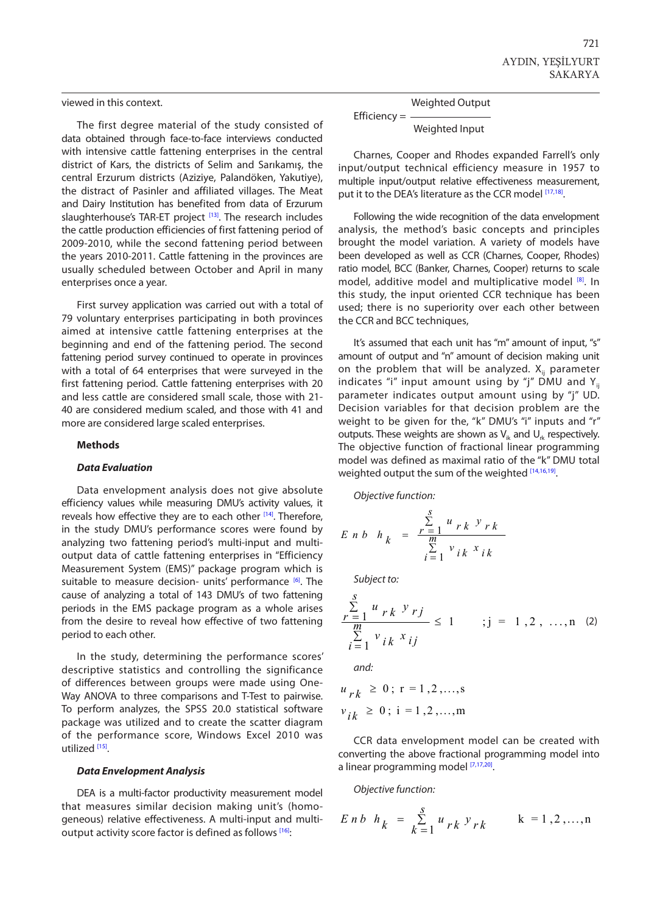viewed in this context.

The first degree material of the study consisted of data obtained through face-to-face interviews conducted with intensive cattle fattening enterprises in the central district of Kars, the districts of Selim and Sarıkamış, the central Erzurum districts (Aziziye, Palandöken, Yakutiye), the distract of Pasinler and affiliated villages. The Meat and Dairy Institution has benefited from data of Erzurum slaughterhouse's TAR-ET project [13]. The research includes the cattle production efficiencies of first fattening period of 2009-2010, while the second fattening period between the years 2010-2011. Cattle fattening in the provinces are usually scheduled between October and April in many enterprises once a year.

First survey application was carried out with a total of 79 voluntary enterprises participating in both provinces aimed at intensive cattle fattening enterprises at the beginning and end of the fattening period. The second fattening period survey continued to operate in provinces with a total of 64 enterprises that were surveyed in the first fattening period. Cattle fattening enterprises with 20 and less cattle are considered small scale, those with 21-40 are considered medium scaled, and those with 41 and more are considered large scaled enterprises.

## Methods

### *Data Evaluation*

Data envelopment analysis does not give absolute efficiency values while measuring DMU's activity values, it reveals how effective they are to each other [14]. Therefore, in the study DMU's performance scores were found by analyzing two fattening period's multi-input and multi-output data of cattle fattening enterprises in "Efficiency Measurement System (EMS)" package program which is suitable to measure decision- units' performance [6]. The cause of analyzing a total of 143 DMU's of two fattening periods in the EMS package program as a whole arises from the desire to reveal how effective of two fattening period to each other.

In the study, determining the performance scores' descriptive statistics and controlling the significance of differences between groups were made using One-Way ANOVA to three comparisons and T-Test to pairwise. To perform analyzes, the SPSS 20.0 statistical software package was utilized and to create the scatter diagram of the performance score, Windows Excel 2010 was utilized [15].

### *Data Envelopment Analysis*

DEA is a multi-factor productivity measurement model that measures similar decision making unit's (homogeneous) relative effectiveness. A multi-input and multi-output activity score factor is defined as follows [16]:

$$\text{Efficiency} = \frac{\text{Weighted Output}}{\text{Weighted Input}}$$

Charnes, Cooper and Rhodes expanded Farrell's only input/output technical efficiency measure in 1957 to multiple input/output relative effectiveness measurement, put it to the DEA's literature as the CCR model [17,18].

Following the wide recognition of the data envelopment analysis, the method's basic concepts and principles brought the model variation. A variety of models have been developed as well as CCR (Charnes, Cooper, Rhodes) ratio model, BCC (Banker, Charnes, Cooper) returns to scale model, additive model and multiplicative model [8]. In this study, the input oriented CCR technique has been used; there is no superiority over each other between the CCR and BCC techniques,

It's assumed that each unit has "m" amount of input, "s" amount of output and "n" amount of decision making unit on the problem that will be analyzed. $X_{ij}$ parameter indicates "i" input amount using by "j" DMU and $Y_{ij}$ parameter indicates output amount using by "j" UD. Decision variables for that decision problem are the weight to be given for the, "k" DMU's "i" inputs and "r" outputs. These weights are shown as $V_{ik}$ and $U_{rk}$ respectively. The objective function of fractional linear programming model was defined as maximal ratio of the "k" DMU total weighted output the sum of the weighted [14,16,19].

*Objective function:*

$$Enb \; h_k = \frac{\sum_{r=1}^{s} u_{rk} \, y_{rk}}{\sum_{i=1}^{m} v_{ik} \, x_{ik}}$$

*Subject to:*

$$\frac{\sum_{r=1}^{s} u_{rk} \, y_{rj}}{\sum_{i=1}^{m} v_{ik} \, x_{ij}} \leq 1 \qquad ; j = 1, 2, \ldots, n \quad (2)$$

*and:*

$$u_{rk} \geq 0 \, ; \; r = 1, 2, \ldots, s$$

$$v_{ik} \geq 0 \, ; \; i = 1, 2, \ldots, m$$

CCR data envelopment model can be created with converting the above fractional programming model into a linear programming model [7,17,20].

*Objective function:*

$$Enb \; h_k = \sum_{k=1}^{s} u_{rk} \, y_{rk} \qquad k = 1, 2, \ldots, n$$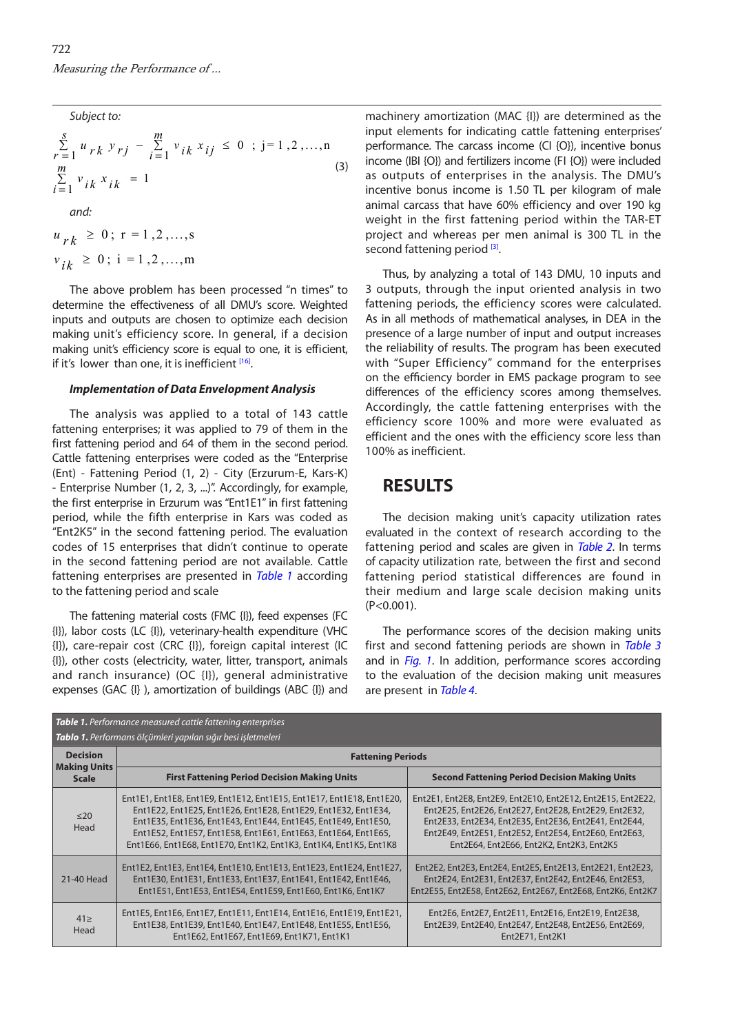Subject to:

$$\sum_{r=1}^{s} u_{rk} y_{rj} - \sum_{i=1}^{m} v_{ik} x_{ij} \leq 0 \;;\; j=1,2,\ldots,n$$
$$\sum_{i=1}^{m} v_{ik} x_{ik} = 1 \tag{3}$$

and:

$$u_{rk} \geq 0;\; r=1,2,\ldots,s$$
$$v_{ik} \geq 0;\; i=1,2,\ldots,m$$

The above problem has been processed "n times" to determine the effectiveness of all DMU's score. Weighted inputs and outputs are chosen to optimize each decision making unit's efficiency score. In general, if a decision making unit's efficiency score is equal to one, it is efficient, if it's lower than one, it is inefficient [16].

### Implementation of Data Envelopment Analysis

The analysis was applied to a total of 143 cattle fattening enterprises; it was applied to 79 of them in the first fattening period and 64 of them in the second period. Cattle fattening enterprises were coded as the "Enterprise (Ent) - Fattening Period (1, 2) - City (Erzurum-E, Kars-K) - Enterprise Number (1, 2, 3, ...)". Accordingly, for example, the first enterprise in Erzurum was "Ent1E1" in first fattening period, while the fifth enterprise in Kars was coded as "Ent2K5" in the second fattening period. The evaluation codes of 15 enterprises that didn't continue to operate in the second fattening period are not available. Cattle fattening enterprises are presented in Table 1 according to the fattening period and scale

The fattening material costs (FMC {I}), feed expenses (FC {I}), labor costs (LC {I}), veterinary-health expenditure (VHC {I}), care-repair cost (CRC {I}), foreign capital interest (IC {I}), other costs (electricity, water, litter, transport, animals and ranch insurance) (OC {I}), general administrative expenses (GAC {I} ), amortization of buildings (ABC {I}) and machinery amortization (MAC {I}) are determined as the input elements for indicating cattle fattening enterprises' performance. The carcass income (CI {O}), incentive bonus income (IBI {O}) and fertilizers income (FI {O}) were included as outputs of enterprises in the analysis. The DMU's incentive bonus income is 1.50 TL per kilogram of male animal carcass that have 60% efficiency and over 190 kg weight in the first fattening period within the TAR-ET project and whereas per men animal is 300 TL in the second fattening period [3].

Thus, by analyzing a total of 143 DMU, 10 inputs and 3 outputs, through the input oriented analysis in two fattening periods, the efficiency scores were calculated. As in all methods of mathematical analyses, in DEA in the presence of a large number of input and output increases the reliability of results. The program has been executed with "Super Efficiency" command for the enterprises on the efficiency border in EMS package program to see differences of the efficiency scores among themselves. Accordingly, the cattle fattening enterprises with the efficiency score 100% and more were evaluated as efficient and the ones with the efficiency score less than 100% as inefficient.

## RESULTS

The decision making unit's capacity utilization rates evaluated in the context of research according to the fattening period and scales are given in Table 2. In terms of capacity utilization rate, between the first and second fattening period statistical differences are found in their medium and large scale decision making units (P<0.001).

The performance scores of the decision making units first and second fattening periods are shown in Table 3 and in Fig. 1. In addition, performance scores according to the evaluation of the decision making unit measures are present in Table 4.

**Table 1.** *Performance measured cattle fattening enterprises*
**Tablo 1.** *Performans ölçümleri yapılan sığır besi işletmeleri*

| Decision Making Units Scale | Fattening Periods | |
|---|---|---|
| | First Fattening Period Decision Making Units | Second Fattening Period Decision Making Units |
| ≤20 Head | Ent1E1, Ent1E8, Ent1E9, Ent1E12, Ent1E15, Ent1E17, Ent1E18, Ent1E20, Ent1E22, Ent1E25, Ent1E26, Ent1E28, Ent1E29, Ent1E32, Ent1E34, Ent1E35, Ent1E36, Ent1E43, Ent1E44, Ent1E45, Ent1E49, Ent1E50, Ent1E52, Ent1E57, Ent1E58, Ent1E61, Ent1E63, Ent1E64, Ent1E65, Ent1E66, Ent1E68, Ent1E70, Ent1K2, Ent1K3, Ent1K4, Ent1K5, Ent1K8 | Ent2E1, Ent2E8, Ent2E9, Ent2E10, Ent2E12, Ent2E15, Ent2E22, Ent2E25, Ent2E26, Ent2E27, Ent2E28, Ent2E29, Ent2E32, Ent2E33, Ent2E34, Ent2E35, Ent2E36, Ent2E41, Ent2E44, Ent2E49, Ent2E51, Ent2E52, Ent2E54, Ent2E60, Ent2E63, Ent2E64, Ent2E66, Ent2K2, Ent2K3, Ent2K5 |
| 21-40 Head | Ent1E2, Ent1E3, Ent1E4, Ent1E10, Ent1E13, Ent1E23, Ent1E24, Ent1E27, Ent1E30, Ent1E31, Ent1E33, Ent1E37, Ent1E41, Ent1E42, Ent1E46, Ent1E51, Ent1E53, Ent1E54, Ent1E59, Ent1E60, Ent1K6, Ent1K7 | Ent2E2, Ent2E3, Ent2E4, Ent2E5, Ent2E13, Ent2E21, Ent2E23, Ent2E24, Ent2E31, Ent2E37, Ent2E42, Ent2E46, Ent2E53, Ent2E55, Ent2E58, Ent2E62, Ent2E67, Ent2E68, Ent2K6, Ent2K7 |
| 41≥ Head | Ent1E5, Ent1E6, Ent1E7, Ent1E11, Ent1E14, Ent1E16, Ent1E19, Ent1E21, Ent1E38, Ent1E39, Ent1E40, Ent1E47, Ent1E48, Ent1E55, Ent1E56, Ent1E62, Ent1E67, Ent1E69, Ent1K71, Ent1K1 | Ent2E6, Ent2E7, Ent2E11, Ent2E16, Ent2E19, Ent2E38, Ent2E39, Ent2E40, Ent2E47, Ent2E48, Ent2E56, Ent2E69, Ent2E71, Ent2K1 |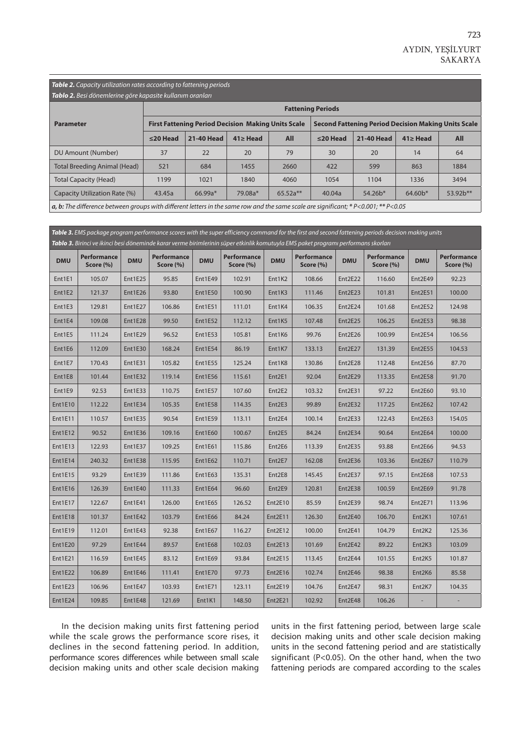***Table 2.** Capacity utilization rates according to fattening periods*

***Tablo 2.** Besi dönemlerine göre kapasite kullanım oranları*

| Parameter | Fattening Periods | | | | | | | |
|---|---|---|---|---|---|---|---|---|
| | First Fattening Period Decision Making Units Scale | | | | Second Fattening Period Decision Making Units Scale | | | |
| | ≤20 Head | 21-40 Head | 41≥ Head | All | ≤20 Head | 21-40 Head | 41≥ Head | All |
| DU Amount (Number) | 37 | 22 | 20 | 79 | 30 | 20 | 14 | 64 |
| Total Breeding Animal (Head) | 521 | 684 | 1455 | 2660 | 422 | 599 | 863 | 1884 |
| Total Capacity (Head) | 1199 | 1021 | 1840 | 4060 | 1054 | 1104 | 1336 | 3494 |
| Capacity Utilization Rate (%) | 43.45a | 66.99a* | 79.08a* | 65.52a** | 40.04a | 54.26b* | 64.60b* | 53.92b** |

***a, b:** The difference between groups with different letters in the same row and the same scale are significant; * P<0.001; ** P<0.05*

***Table 3.** EMS package program performance scores with the super efficiency command for the first and second fattening periods decision making units*

***Tablo 3.** Birinci ve ikinci besi döneminde karar verme birimlerinin süper etkinlik komutuyla EMS paket programı performans skorları*

| DMU | Performance Score (%) | DMU | Performance Score (%) | DMU | Performance Score (%) | DMU | Performance Score (%) | DMU | Performance Score (%) | DMU | Performance Score (%) |
|---|---|---|---|---|---|---|---|---|---|---|---|
| Ent1E1 | 105.07 | Ent1E25 | 95.85 | Ent1E49 | 102.91 | Ent1K2 | 108.66 | Ent2E22 | 116.60 | Ent2E49 | 92.23 |
| Ent1E2 | 121.37 | Ent1E26 | 93.80 | Ent1E50 | 100.90 | Ent1K3 | 111.46 | Ent2E23 | 101.81 | Ent2E51 | 100.00 |
| Ent1E3 | 129.81 | Ent1E27 | 106.86 | Ent1E51 | 111.01 | Ent1K4 | 106.35 | Ent2E24 | 101.68 | Ent2E52 | 124.98 |
| Ent1E4 | 109.08 | Ent1E28 | 99.50 | Ent1E52 | 112.12 | Ent1K5 | 107.48 | Ent2E25 | 106.25 | Ent2E53 | 98.38 |
| Ent1E5 | 111.24 | Ent1E29 | 96.52 | Ent1E53 | 105.81 | Ent1K6 | 99.76 | Ent2E26 | 100.99 | Ent2E54 | 106.56 |
| Ent1E6 | 112.09 | Ent1E30 | 168.24 | Ent1E54 | 86.19 | Ent1K7 | 133.13 | Ent2E27 | 131.39 | Ent2E55 | 104.53 |
| Ent1E7 | 170.43 | Ent1E31 | 105.82 | Ent1E55 | 125.24 | Ent1K8 | 130.86 | Ent2E28 | 112.48 | Ent2E56 | 87.70 |
| Ent1E8 | 101.44 | Ent1E32 | 119.14 | Ent1E56 | 115.61 | Ent2E1 | 92.04 | Ent2E29 | 113.35 | Ent2E58 | 91.70 |
| Ent1E9 | 92.53 | Ent1E33 | 110.75 | Ent1E57 | 107.60 | Ent2E2 | 103.32 | Ent2E31 | 97.22 | Ent2E60 | 93.10 |
| Ent1E10 | 112.22 | Ent1E34 | 105.35 | Ent1E58 | 114.35 | Ent2E3 | 99.89 | Ent2E32 | 117.25 | Ent2E62 | 107.42 |
| Ent1E11 | 110.57 | Ent1E35 | 90.54 | Ent1E59 | 113.11 | Ent2E4 | 100.14 | Ent2E33 | 122.43 | Ent2E63 | 154.05 |
| Ent1E12 | 90.52 | Ent1E36 | 109.16 | Ent1E60 | 100.67 | Ent2E5 | 84.24 | Ent2E34 | 90.64 | Ent2E64 | 100.00 |
| Ent1E13 | 122.93 | Ent1E37 | 109.25 | Ent1E61 | 115.86 | Ent2E6 | 113.39 | Ent2E35 | 93.88 | Ent2E66 | 94.53 |
| Ent1E14 | 240.32 | Ent1E38 | 115.95 | Ent1E62 | 110.71 | Ent2E7 | 162.08 | Ent2E36 | 103.36 | Ent2E67 | 110.79 |
| Ent1E15 | 93.29 | Ent1E39 | 111.86 | Ent1E63 | 135.31 | Ent2E8 | 145.45 | Ent2E37 | 97.15 | Ent2E68 | 107.53 |
| Ent1E16 | 126.39 | Ent1E40 | 111.33 | Ent1E64 | 96.60 | Ent2E9 | 120.81 | Ent2E38 | 100.59 | Ent2E69 | 91.78 |
| Ent1E17 | 122.67 | Ent1E41 | 126.00 | Ent1E65 | 126.52 | Ent2E10 | 85.59 | Ent2E39 | 98.74 | Ent2E71 | 113.96 |
| Ent1E18 | 101.37 | Ent1E42 | 103.79 | Ent1E66 | 84.24 | Ent2E11 | 126.30 | Ent2E40 | 106.70 | Ent2K1 | 107.61 |
| Ent1E19 | 112.01 | Ent1E43 | 92.38 | Ent1E67 | 116.27 | Ent2E12 | 100.00 | Ent2E41 | 104.79 | Ent2K2 | 125.36 |
| Ent1E20 | 97.29 | Ent1E44 | 89.57 | Ent1E68 | 102.03 | Ent2E13 | 101.69 | Ent2E42 | 89.22 | Ent2K3 | 103.09 |
| Ent1E21 | 116.59 | Ent1E45 | 83.12 | Ent1E69 | 93.84 | Ent2E15 | 113.45 | Ent2E44 | 101.55 | Ent2K5 | 101.87 |
| Ent1E22 | 106.89 | Ent1E46 | 111.41 | Ent1E70 | 97.73 | Ent2E16 | 102.74 | Ent2E46 | 98.38 | Ent2K6 | 85.58 |
| Ent1E23 | 106.96 | Ent1E47 | 103.93 | Ent1E71 | 123.11 | Ent2E19 | 104.76 | Ent2E47 | 98.31 | Ent2K7 | 104.35 |
| Ent1E24 | 109.85 | Ent1E48 | 121.69 | Ent1K1 | 148.50 | Ent2E21 | 102.92 | Ent2E48 | 106.26 | - | - |

In the decision making units first fattening period while the scale grows the performance score rises, it declines in the second fattening period. In addition, performance scores differences while between small scale decision making units and other scale decision making units in the first fattening period, between large scale decision making units and other scale decision making units in the second fattening period and are statistically significant (P<0.05). On the other hand, when the two fattening periods are compared according to the scales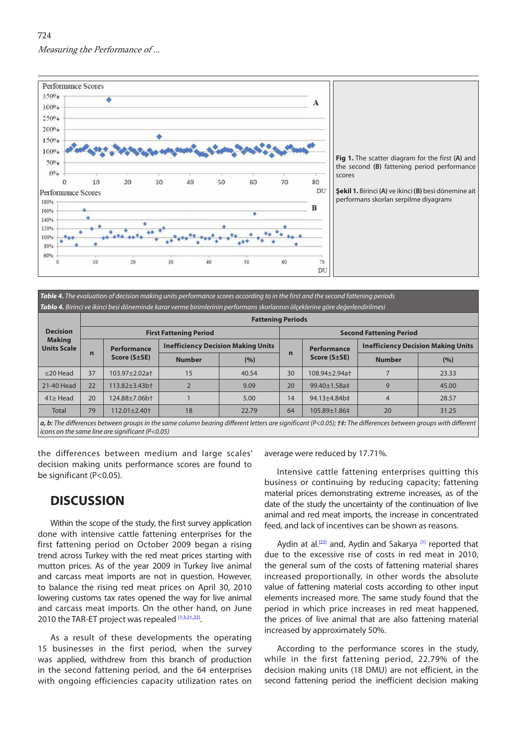Fig 1. The scatter diagram for the first **(A)** and the second **(B)** fattening period performance scores

**Şekil 1.** Birinci **(A)** ve ikinci **(B)** besi dönemine ait performans skorları serpilme diyagramı

***Table 4.*** *The evaluation of decision making units performance scores according to in the first and the second fattening periods*

***Tablo 4.*** *Birinci ve ikinci besi döneminde karar verme birimlerinin performans skorlarının ölçeklerine göre değerlendirilmesi*

| Decision Making Units Scale | Fattening Periods | | | | | | | |
|---|---|---|---|---|---|---|---|---|
| | First Fattening Period | | | | Second Fattening Period | | | |
| | n | Performance Score (S±SE) | Inefficiency Decision Making Units | | n | Performance Score (S±SE) | Inefficiency Decision Making Units | |
| | | | Number | (%) | | | Number | (%) |
| ≤20 Head | 37 | 103.97±2.02a† | 15 | 40.54 | 30 | 108.94±2.94a† | 7 | 23.33 |
| 21-40 Head | 22 | 113.82±3.43b† | 2 | 9.09 | 20 | 99.40±1.58a‡ | 9 | 45.00 |
| 41≥ Head | 20 | 124.88±7.06b† | 1 | 5.00 | 14 | 94.13±4.84b‡ | 4 | 28.57 |
| Total | 79 | 112.01±2.40† | 18 | 22.79 | 64 | 105.89±1.86‡ | 20 | 31.25 |

***a, b:*** *The differences between groups in the same column bearing different letters are significant (P<0.05);* ***†‡:*** *The differences between groups with different icons on the same line are significant (P<0.05)*

the differences between medium and large scales' decision making units performance scores are found to be significant (P<0.05).

## DISCUSSION

Within the scope of the study, the first survey application done with intensive cattle fattening enterprises for the first fattening period on October 2009 began a rising trend across Turkey with the red meat prices starting with mutton prices. As of the year 2009 in Turkey live animal and carcass meat imports are not in question. However, to balance the rising red meat prices on April 30, 2010 lowering customs tax rates opened the way for live animal and carcass meat imports. On the other hand, on June 2010 the TAR-ET project was repealed [1,3,21,22].

As a result of these developments the operating 15 businesses in the first period, when the survey was applied, withdrew from this branch of production in the second fattening period, and the 64 enterprises with ongoing efficiencies capacity utilization rates on average were reduced by 17.71%.

Intensive cattle fattening enterprises quitting this business or continuing by reducing capacity; fattening material prices demonstrating extreme increases, as of the date of the study the uncertainty of the continuation of live animal and red meat imports, the increase in concentrated feed, and lack of incentives can be shown as reasons.

Aydin at al.[22] and, Aydin and Sakarya [1] reported that due to the excessive rise of costs in red meat in 2010, the general sum of the costs of fattening material shares increased proportionally, in other words the absolute value of fattening material costs according to other input elements increased more. The same study found that the period in which price increases in red meat happened, the prices of live animal that are also fattening material increased by approximately 50%.

According to the performance scores in the study, while in the first fattening period, 22.79% of the decision making units (18 DMU) are not efficient, in the second fattening period the inefficient decision making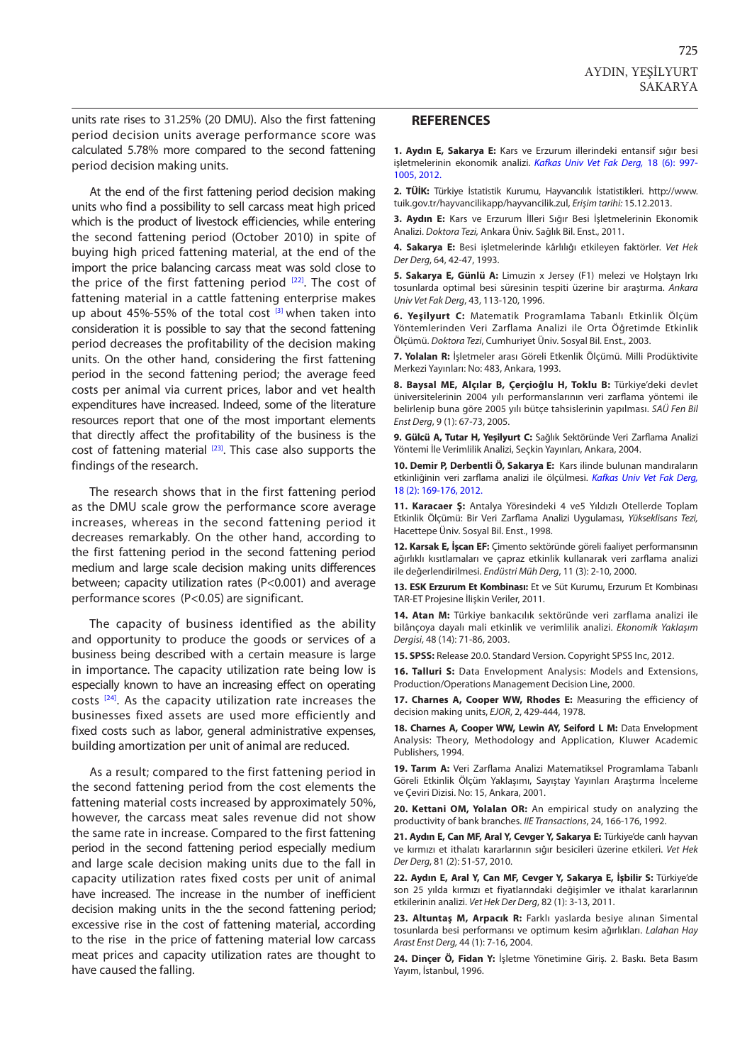units rate rises to 31.25% (20 DMU). Also the first fattening period decision units average performance score was calculated 5.78% more compared to the second fattening period decision making units.

At the end of the first fattening period decision making units who find a possibility to sell carcass meat high priced which is the product of livestock efficiencies, while entering the second fattening period (October 2010) in spite of buying high priced fattening material, at the end of the import the price balancing carcass meat was sold close to the price of the first fattening period [22]. The cost of fattening material in a cattle fattening enterprise makes up about 45%-55% of the total cost [3] when taken into consideration it is possible to say that the second fattening period decreases the profitability of the decision making units. On the other hand, considering the first fattening period in the second fattening period; the average feed costs per animal via current prices, labor and vet health expenditures have increased. Indeed, some of the literature resources report that one of the most important elements that directly affect the profitability of the business is the cost of fattening material [23]. This case also supports the findings of the research.

The research shows that in the first fattening period as the DMU scale grow the performance score average increases, whereas in the second fattening period it decreases remarkably. On the other hand, according to the first fattening period in the second fattening period medium and large scale decision making units differences between; capacity utilization rates ($P<0.001$) and average performance scores ($P<0.05$) are significant.

The capacity of business identified as the ability and opportunity to produce the goods or services of a business being described with a certain measure is large in importance. The capacity utilization rate being low is especially known to have an increasing effect on operating costs [24]. As the capacity utilization rate increases the businesses fixed assets are used more efficiently and fixed costs such as labor, general administrative expenses, building amortization per unit of animal are reduced.

As a result; compared to the first fattening period in the second fattening period from the cost elements the fattening material costs increased by approximately 50%, however, the carcass meat sales revenue did not show the same rate in increase. Compared to the first fattening period in the second fattening period especially medium and large scale decision making units due to the fall in capacity utilization rates fixed costs per unit of animal have increased. The increase in the number of inefficient decision making units in the the second fattening period; excessive rise in the cost of fattening material, according to the rise in the price of fattening material low carcass meat prices and capacity utilization rates are thought to have caused the falling.

## REFERENCES

**1. Aydın E, Sakarya E:** Kars ve Erzurum illerindeki entansif sığır besi işletmelerinin ekonomik analizi. *Kafkas Univ Vet Fak Derg,* 18 (6): 997-1005, 2012.

**2. TÜİK:** Türkiye İstatistik Kurumu, Hayvancılık İstatistikleri. http://www.tuik.gov.tr/hayvancilikapp/hayvancilik.zul, *Erişim tarihi:* 15.12.2013.

**3. Aydın E:** Kars ve Erzurum İlleri Sığır Besi İşletmelerinin Ekonomik Analizi. *Doktora Tezi,* Ankara Üniv. Sağlık Bil. Enst., 2011.

**4. Sakarya E:** Besi işletmelerinde kârlılığı etkileyen faktörler. *Vet Hek Der Derg*, 64, 42-47, 1993.

**5. Sakarya E, Günlü A:** Limuzin x Jersey (F1) melezi ve Holştayn Irkı tosunlarda optimal besi süresinin tespiti üzerine bir araştırma. *Ankara Univ Vet Fak Derg*, 43, 113-120, 1996.

**6. Yeşilyurt C:** Matematik Programlama Tabanlı Etkinlik Ölçüm Yöntemlerinden Veri Zarflama Analizi ile Orta Öğretimde Etkinlik Ölçümü. *Doktora Tezi*, Cumhuriyet Üniv. Sosyal Bil. Enst., 2003.

**7. Yolalan R:** İşletmeler arası Göreli Etkenlik Ölçümü. Milli Prodüktivite Merkezi Yayınları: No: 483, Ankara, 1993.

**8. Baysal ME, Alçılar B, Çerçioğlu H, Toklu B:** Türkiye'deki devlet üniversitelerinin 2004 yılı performanslarının veri zarflama yöntemi ile belirlenip buna göre 2005 yılı bütçe tahsislerinin yapılması. *SAÜ Fen Bil Enst Derg*, 9 (1): 67-73, 2005.

**9. Gülcü A, Tutar H, Yeşilyurt C:** Sağlık Sektöründe Veri Zarflama Analizi Yöntemi İle Verimlilik Analizi, Seçkin Yayınları, Ankara, 2004.

**10. Demir P, Derbentli Ö, Sakarya E:** Kars ilinde bulunan mandıraların etkinliğinin veri zarflama analizi ile ölçülmesi. *Kafkas Univ Vet Fak Derg,* 18 (2): 169-176, 2012.

**11. Karacaer Ş:** Antalya Yöresindeki 4 ve5 Yıldızlı Otellerde Toplam Etkinlik Ölçümü: Bir Veri Zarflama Analizi Uygulaması, *Yükseklisans Tezi,* Hacettepe Üniv. Sosyal Bil. Enst., 1998.

**12. Karsak E, İşcan EF:** Çimento sektöründe göreli faaliyet performansının ağırlıklı kısıtlamaları ve çapraz etkinlik kullanarak veri zarflama analizi ile değerlendirilmesi. *Endüstri Müh Derg*, 11 (3): 2-10, 2000.

**13. ESK Erzurum Et Kombinası:** Et ve Süt Kurumu, Erzurum Et Kombinası TAR-ET Projesine İlişkin Veriler, 2011.

**14. Atan M:** Türkiye bankacılık sektöründe veri zarflama analizi ile bilânçoya dayalı mali etkinlik ve verimlilik analizi. *Ekonomik Yaklaşım Dergisi*, 48 (14): 71-86, 2003.

**15. SPSS:** Release 20.0. Standard Version. Copyright SPSS Inc, 2012.

**16. Talluri S:** Data Envelopment Analysis: Models and Extensions, Production/Operations Management Decision Line, 2000.

**17. Charnes A, Cooper WW, Rhodes E:** Measuring the efficiency of decision making units, *EJOR*, 2, 429-444, 1978.

**18. Charnes A, Cooper WW, Lewin AY, Seiford L M:** Data Envelopment Analysis: Theory, Methodology and Application, Kluwer Academic Publishers, 1994.

**19. Tarım A:** Veri Zarflama Analizi Matematiksel Programlama Tabanlı Göreli Etkinlik Ölçüm Yaklaşımı, Sayıştay Yayınları Araştırma İnceleme ve Çeviri Dizisi. No: 15, Ankara, 2001.

**20. Kettani OM, Yolalan OR:** An empirical study on analyzing the productivity of bank branches. *IIE Transactions*, 24, 166-176, 1992.

**21. Aydın E, Can MF, Aral Y, Cevger Y, Sakarya E:** Türkiye'de canlı hayvan ve kırmızı et ithalatı kararlarının sığır besicileri üzerine etkileri. *Vet Hek Der Derg,* 81 (2): 51-57, 2010.

**22. Aydın E, Aral Y, Can MF, Cevger Y, Sakarya E, İşbilir S:** Türkiye'de son 25 yılda kırmızı et fiyatlarındaki değişimler ve ithalat kararlarının etkilerinin analizi. *Vet Hek Der Derg*, 82 (1): 3-13, 2011.

**23. Altuntaş M, Arpacık R:** Farklı yaşlarda besiye alınan Simental tosunlarda besi performansı ve optimum kesim ağırlıkları. *Lalahan Hay Arast Enst Derg,* 44 (1): 7-16, 2004.

**24. Dinçer Ö, Fidan Y:** İşletme Yönetimine Giriş. 2. Baskı. Beta Basım Yayım, İstanbul, 1996.